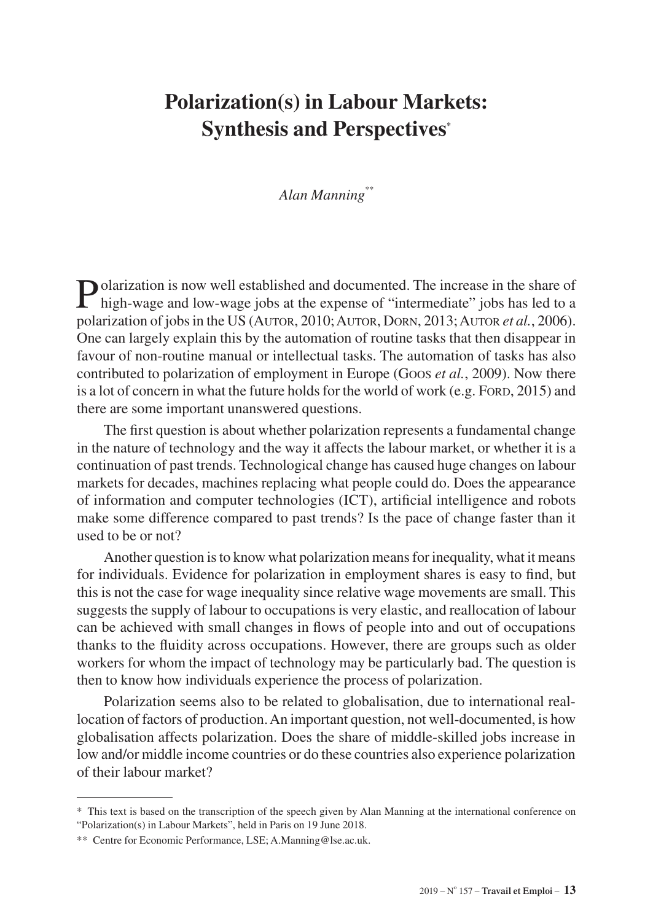# Polarization(s) in Labour Markets: Synthesis and Perspectives[*]

*Alan Manning*[**]

Polarization is now well established and documented. The increase in the share of high-wage and low-wage jobs at the expense of "intermediate" jobs has led to a polarization of jobs in the US (Autor, 2010; Autor, Dorn, 2013; Autor *et al.*, 2006). One can largely explain this by the automation of routine tasks that then disappear in favour of non-routine manual or intellectual tasks. The automation of tasks has also contributed to polarization of employment in Europe (Goos *et al.*, 2009). Now there is a lot of concern in what the future holds for the world of work (e.g. Ford, 2015) and there are some important unanswered questions.

The first question is about whether polarization represents a fundamental change in the nature of technology and the way it affects the labour market, or whether it is a continuation of past trends. Technological change has caused huge changes on labour markets for decades, machines replacing what people could do. Does the appearance of information and computer technologies (ICT), artificial intelligence and robots make some difference compared to past trends? Is the pace of change faster than it used to be or not?

Another question is to know what polarization means for inequality, what it means for individuals. Evidence for polarization in employment shares is easy to find, but this is not the case for wage inequality since relative wage movements are small. This suggests the supply of labour to occupations is very elastic, and reallocation of labour can be achieved with small changes in flows of people into and out of occupations thanks to the fluidity across occupations. However, there are groups such as older workers for whom the impact of technology may be particularly bad. The question is then to know how individuals experience the process of polarization.

Polarization seems also to be related to globalisation, due to international reallocation of factors of production. An important question, not well-documented, is how globalisation affects polarization. Does the share of middle-skilled jobs increase in low and/or middle income countries or do these countries also experience polarization of their labour market?

---

[*] This text is based on the transcription of the speech given by Alan Manning at the international conference on "Polarization(s) in Labour Markets", held in Paris on 19 June 2018.

[**] Centre for Economic Performance, LSE; A.Manning@lse.ac.uk.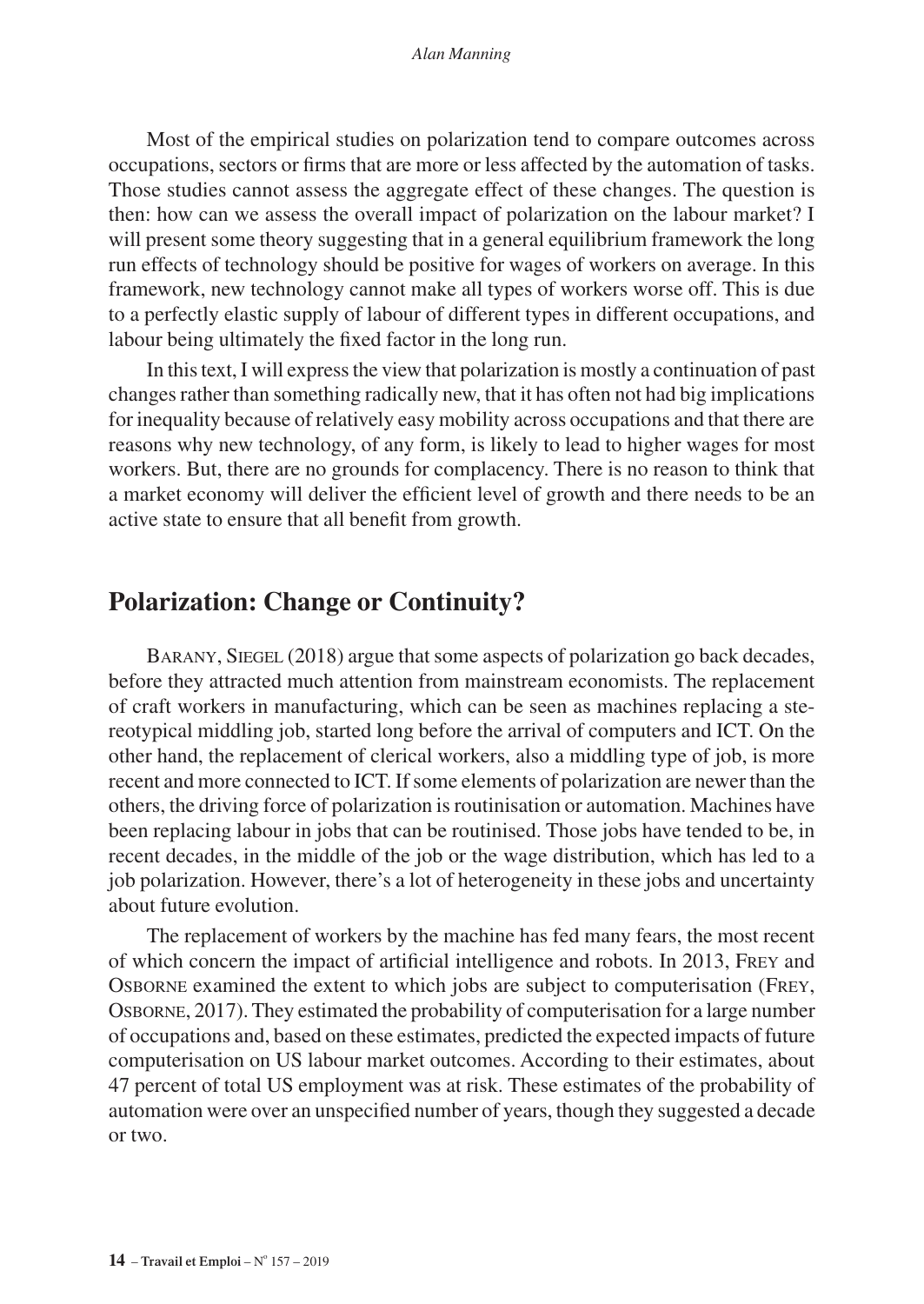Most of the empirical studies on polarization tend to compare outcomes across occupations, sectors or firms that are more or less affected by the automation of tasks. Those studies cannot assess the aggregate effect of these changes. The question is then: how can we assess the overall impact of polarization on the labour market? I will present some theory suggesting that in a general equilibrium framework the long run effects of technology should be positive for wages of workers on average. In this framework, new technology cannot make all types of workers worse off. This is due to a perfectly elastic supply of labour of different types in different occupations, and labour being ultimately the fixed factor in the long run.

In this text, I will express the view that polarization is mostly a continuation of past changes rather than something radically new, that it has often not had big implications for inequality because of relatively easy mobility across occupations and that there are reasons why new technology, of any form, is likely to lead to higher wages for most workers. But, there are no grounds for complacency. There is no reason to think that a market economy will deliver the efficient level of growth and there needs to be an active state to ensure that all benefit from growth.

## Polarization: Change or Continuity?

Barany, Siegel (2018) argue that some aspects of polarization go back decades, before they attracted much attention from mainstream economists. The replacement of craft workers in manufacturing, which can be seen as machines replacing a stereotypical middling job, started long before the arrival of computers and ICT. On the other hand, the replacement of clerical workers, also a middling type of job, is more recent and more connected to ICT. If some elements of polarization are newer than the others, the driving force of polarization is routinisation or automation. Machines have been replacing labour in jobs that can be routinised. Those jobs have tended to be, in recent decades, in the middle of the job or the wage distribution, which has led to a job polarization. However, there's a lot of heterogeneity in these jobs and uncertainty about future evolution.

The replacement of workers by the machine has fed many fears, the most recent of which concern the impact of artificial intelligence and robots. In 2013, Frey and Osborne examined the extent to which jobs are subject to computerisation (Frey, Osborne, 2017). They estimated the probability of computerisation for a large number of occupations and, based on these estimates, predicted the expected impacts of future computerisation on US labour market outcomes. According to their estimates, about 47 percent of total US employment was at risk. These estimates of the probability of automation were over an unspecified number of years, though they suggested a decade or two.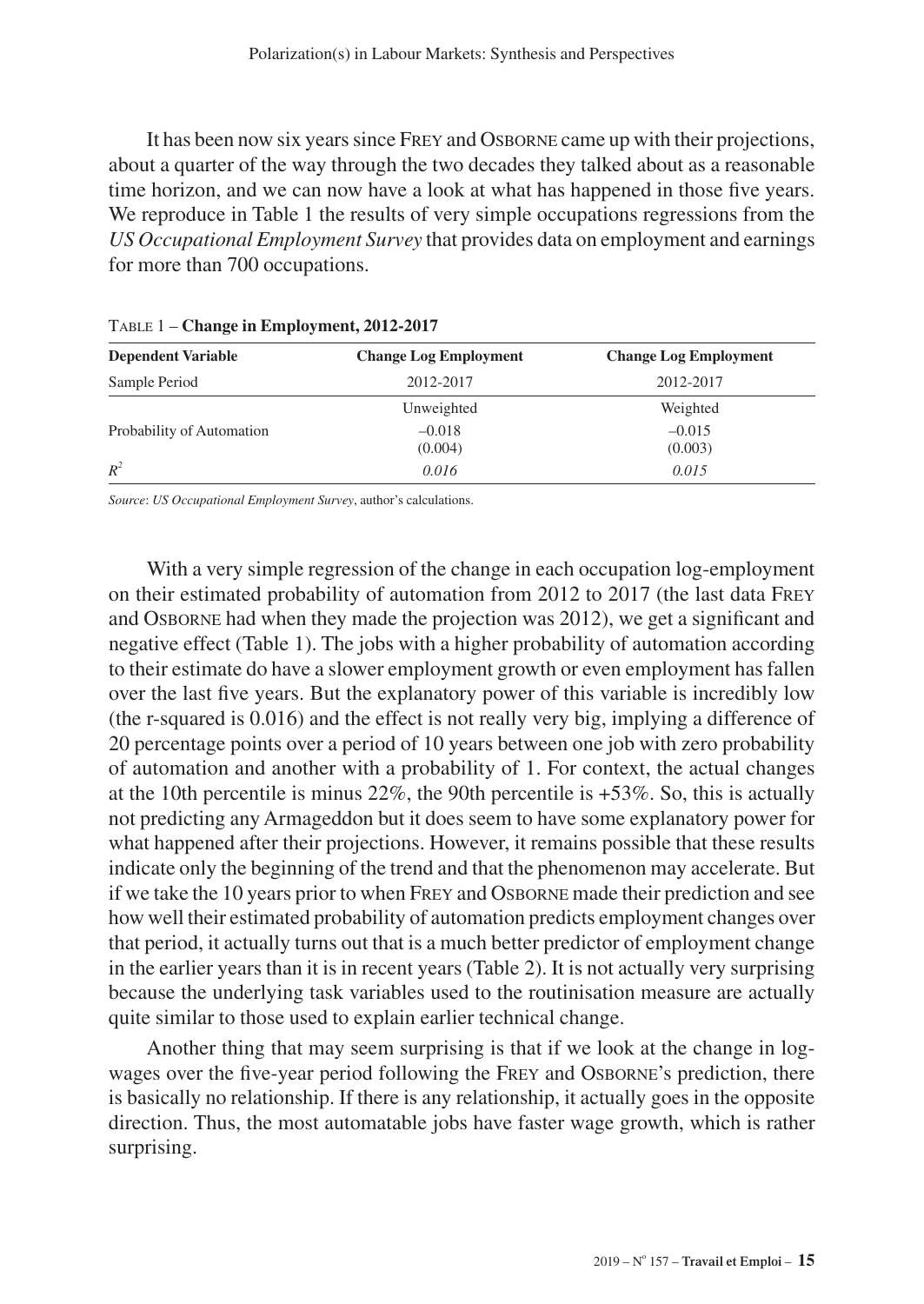It has been now six years since Frey and Osborne came up with their projections, about a quarter of the way through the two decades they talked about as a reasonable time horizon, and we can now have a look at what has happened in those five years. We reproduce in Table 1 the results of very simple occupations regressions from the *US Occupational Employment Survey* that provides data on employment and earnings for more than 700 occupations.

Table 1 – **Change in Employment, 2012-2017**

| **Dependent Variable** | **Change Log Employment** | **Change Log Employment** |
|---|---|---|
| Sample Period | 2012-2017 | 2012-2017 |
| | Unweighted | Weighted |
| Probability of Automation | –0.018 (0.004) | –0.015 (0.003) |
| $R^2$ | *0.016* | *0.015* |

*Source*: *US Occupational Employment Survey*, author's calculations.

With a very simple regression of the change in each occupation log-employment on their estimated probability of automation from 2012 to 2017 (the last data Frey and Osborne had when they made the projection was 2012), we get a significant and negative effect (Table 1). The jobs with a higher probability of automation according to their estimate do have a slower employment growth or even employment has fallen over the last five years. But the explanatory power of this variable is incredibly low (the r-squared is 0.016) and the effect is not really very big, implying a difference of 20 percentage points over a period of 10 years between one job with zero probability of automation and another with a probability of 1. For context, the actual changes at the 10th percentile is minus 22%, the 90th percentile is +53%. So, this is actually not predicting any Armageddon but it does seem to have some explanatory power for what happened after their projections. However, it remains possible that these results indicate only the beginning of the trend and that the phenomenon may accelerate. But if we take the 10 years prior to when Frey and Osborne made their prediction and see how well their estimated probability of automation predicts employment changes over that period, it actually turns out that is a much better predictor of employment change in the earlier years than it is in recent years (Table 2). It is not actually very surprising because the underlying task variables used to the routinisation measure are actually quite similar to those used to explain earlier technical change.

Another thing that may seem surprising is that if we look at the change in log-wages over the five-year period following the Frey and Osborne's prediction, there is basically no relationship. If there is any relationship, it actually goes in the opposite direction. Thus, the most automatable jobs have faster wage growth, which is rather surprising.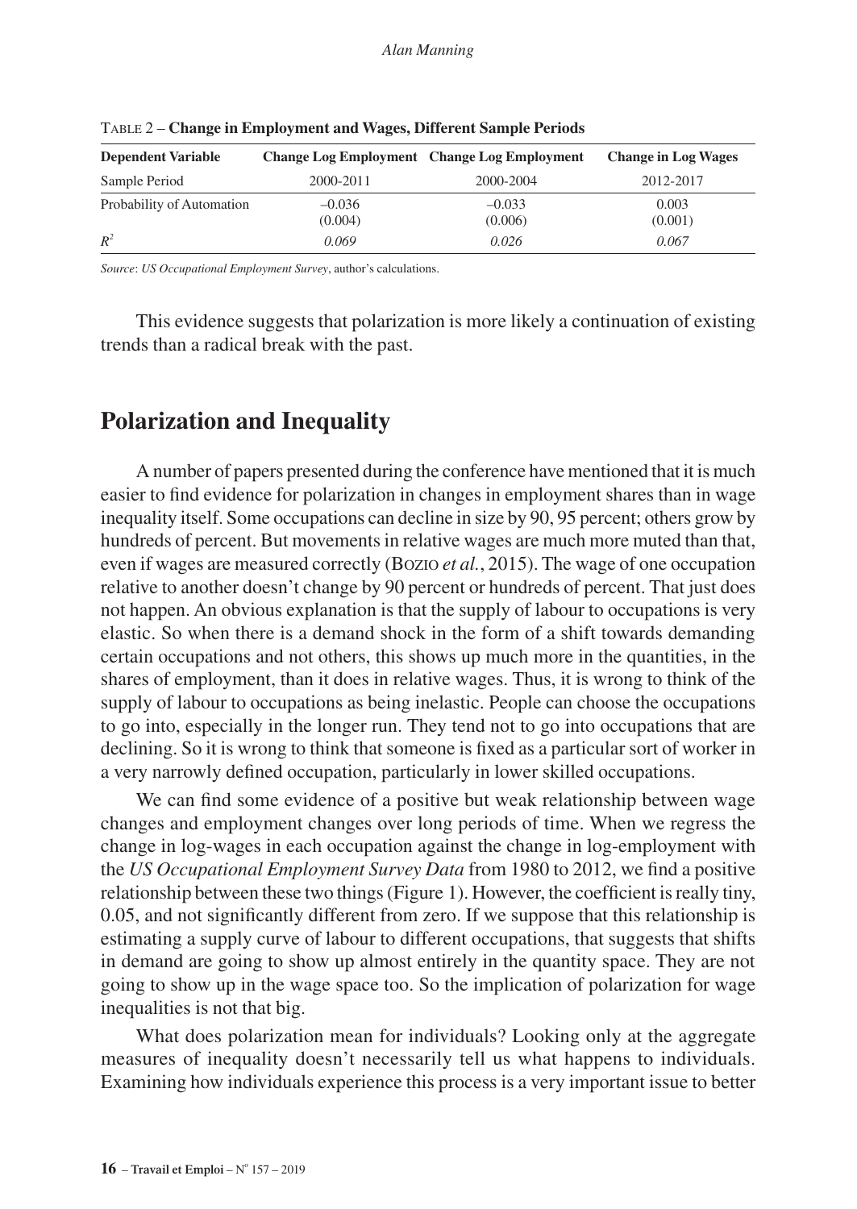Table 2 – **Change in Employment and Wages, Different Sample Periods**

| Dependent Variable | Change Log Employment | Change Log Employment | Change in Log Wages |
|---|---|---|---|
| Sample Period | 2000-2011 | 2000-2004 | 2012-2017 |
| Probability of Automation | –0.036<br>(0.004) | –0.033<br>(0.006) | 0.003<br>(0.001) |
| $R^2$ | *0.069* | *0.026* | *0.067* |

*Source*: *US Occupational Employment Survey*, author's calculations.

This evidence suggests that polarization is more likely a continuation of existing trends than a radical break with the past.

## Polarization and Inequality

A number of papers presented during the conference have mentioned that it is much easier to find evidence for polarization in changes in employment shares than in wage inequality itself. Some occupations can decline in size by 90, 95 percent; others grow by hundreds of percent. But movements in relative wages are much more muted than that, even if wages are measured correctly (Bozio *et al.*, 2015). The wage of one occupation relative to another doesn't change by 90 percent or hundreds of percent. That just does not happen. An obvious explanation is that the supply of labour to occupations is very elastic. So when there is a demand shock in the form of a shift towards demanding certain occupations and not others, this shows up much more in the quantities, in the shares of employment, than it does in relative wages. Thus, it is wrong to think of the supply of labour to occupations as being inelastic. People can choose the occupations to go into, especially in the longer run. They tend not to go into occupations that are declining. So it is wrong to think that someone is fixed as a particular sort of worker in a very narrowly defined occupation, particularly in lower skilled occupations.

We can find some evidence of a positive but weak relationship between wage changes and employment changes over long periods of time. When we regress the change in log-wages in each occupation against the change in log-employment with the *US Occupational Employment Survey Data* from 1980 to 2012, we find a positive relationship between these two things (Figure 1). However, the coefficient is really tiny, 0.05, and not significantly different from zero. If we suppose that this relationship is estimating a supply curve of labour to different occupations, that suggests that shifts in demand are going to show up almost entirely in the quantity space. They are not going to show up in the wage space too. So the implication of polarization for wage inequalities is not that big.

What does polarization mean for individuals? Looking only at the aggregate measures of inequality doesn't necessarily tell us what happens to individuals. Examining how individuals experience this process is a very important issue to better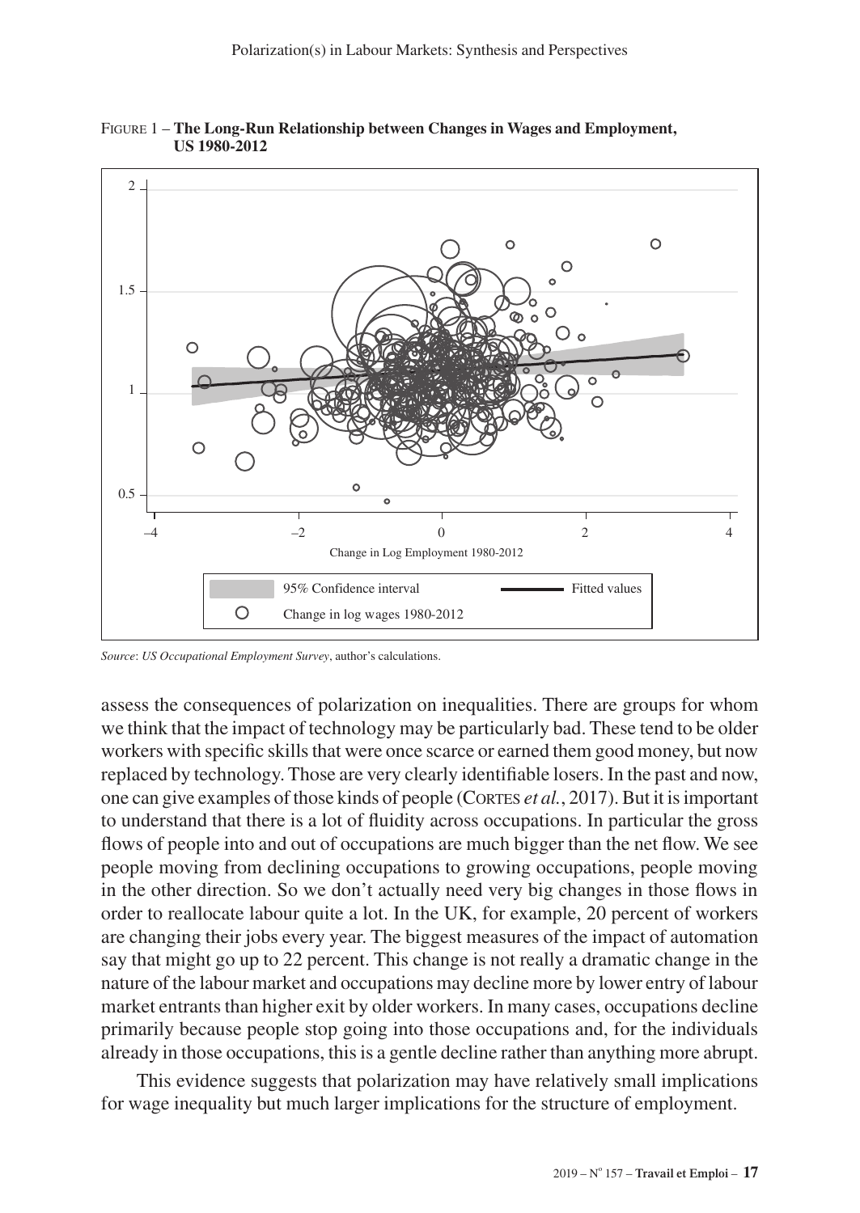FIGURE 1 – **The Long-Run Relationship between Changes in Wages and Employment, US 1980-2012**

*Source*: *US Occupational Employment Survey*, author's calculations.

assess the consequences of polarization on inequalities. There are groups for whom we think that the impact of technology may be particularly bad. These tend to be older workers with specific skills that were once scarce or earned them good money, but now replaced by technology. Those are very clearly identifiable losers. In the past and now, one can give examples of those kinds of people (CORTES *et al.*, 2017). But it is important to understand that there is a lot of fluidity across occupations. In particular the gross flows of people into and out of occupations are much bigger than the net flow. We see people moving from declining occupations to growing occupations, people moving in the other direction. So we don't actually need very big changes in those flows in order to reallocate labour quite a lot. In the UK, for example, 20 percent of workers are changing their jobs every year. The biggest measures of the impact of automation say that might go up to 22 percent. This change is not really a dramatic change in the nature of the labour market and occupations may decline more by lower entry of labour market entrants than higher exit by older workers. In many cases, occupations decline primarily because people stop going into those occupations and, for the individuals already in those occupations, this is a gentle decline rather than anything more abrupt.

This evidence suggests that polarization may have relatively small implications for wage inequality but much larger implications for the structure of employment.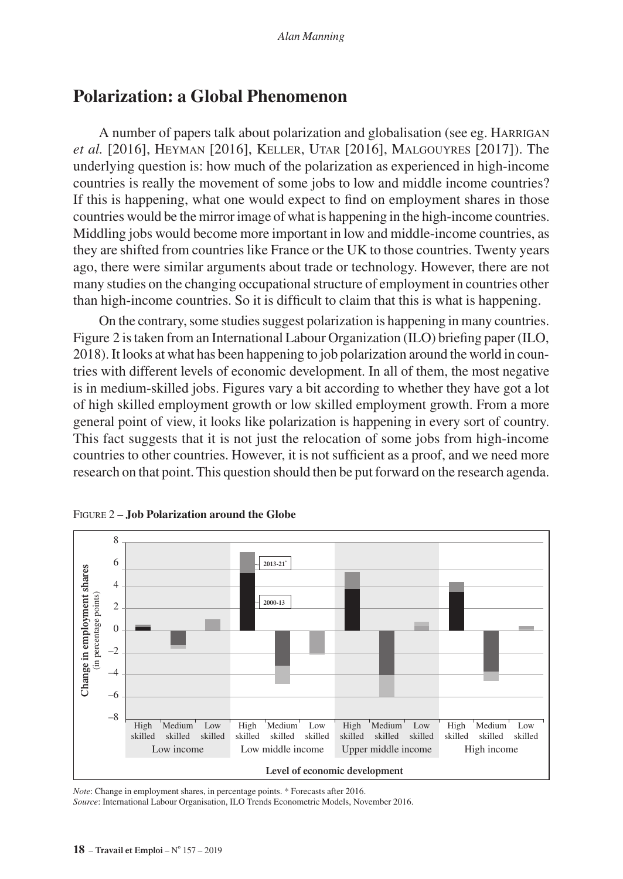## Polarization: a Global Phenomenon

A number of papers talk about polarization and globalisation (see eg. Harrigan *et al.* [2016], Heyman [2016], Keller, Utar [2016], Malgouyres [2017]). The underlying question is: how much of the polarization as experienced in high-income countries is really the movement of some jobs to low and middle income countries? If this is happening, what one would expect to find on employment shares in those countries would be the mirror image of what is happening in the high-income countries. Middling jobs would become more important in low and middle-income countries, as they are shifted from countries like France or the UK to those countries. Twenty years ago, there were similar arguments about trade or technology. However, there are not many studies on the changing occupational structure of employment in countries other than high-income countries. So it is difficult to claim that this is what is happening.

On the contrary, some studies suggest polarization is happening in many countries. Figure 2 is taken from an International Labour Organization (ILO) briefing paper (ILO, 2018). It looks at what has been happening to job polarization around the world in countries with different levels of economic development. In all of them, the most negative is in medium-skilled jobs. Figures vary a bit according to whether they have got a lot of high skilled employment growth or low skilled employment growth. From a more general point of view, it looks like polarization is happening in every sort of country. This fact suggests that it is not just the relocation of some jobs from high-income countries to other countries. However, it is not sufficient as a proof, and we need more research on that point. This question should then be put forward on the research agenda.

Figure 2 – **Job Polarization around the Globe**

*Note*: Change in employment shares, in percentage points. * Forecasts after 2016.
*Source*: International Labour Organisation, ILO Trends Econometric Models, November 2016.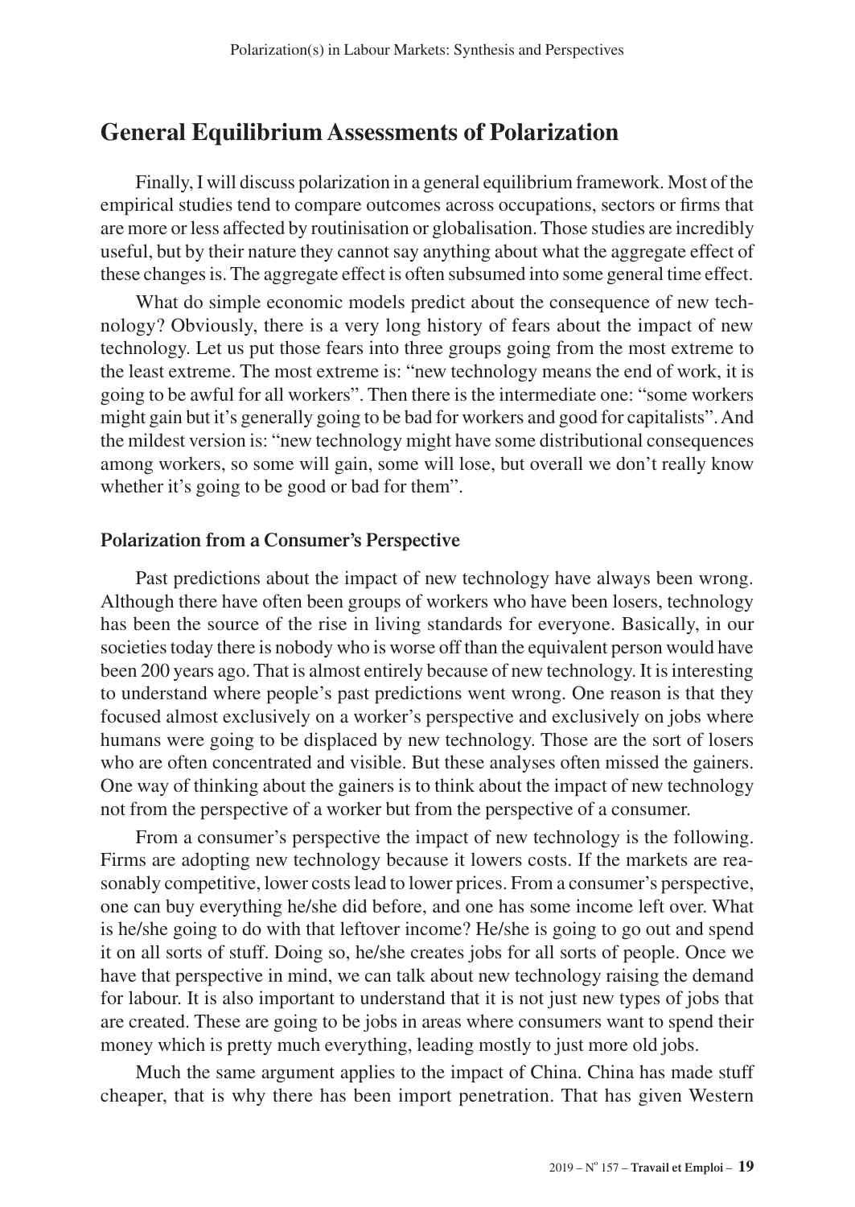## General Equilibrium Assessments of Polarization

Finally, I will discuss polarization in a general equilibrium framework. Most of the empirical studies tend to compare outcomes across occupations, sectors or firms that are more or less affected by routinisation or globalisation. Those studies are incredibly useful, but by their nature they cannot say anything about what the aggregate effect of these changes is. The aggregate effect is often subsumed into some general time effect.

What do simple economic models predict about the consequence of new technology? Obviously, there is a very long history of fears about the impact of new technology. Let us put those fears into three groups going from the most extreme to the least extreme. The most extreme is: "new technology means the end of work, it is going to be awful for all workers". Then there is the intermediate one: "some workers might gain but it's generally going to be bad for workers and good for capitalists". And the mildest version is: "new technology might have some distributional consequences among workers, so some will gain, some will lose, but overall we don't really know whether it's going to be good or bad for them".

### Polarization from a Consumer's Perspective

Past predictions about the impact of new technology have always been wrong. Although there have often been groups of workers who have been losers, technology has been the source of the rise in living standards for everyone. Basically, in our societies today there is nobody who is worse off than the equivalent person would have been 200 years ago. That is almost entirely because of new technology. It is interesting to understand where people's past predictions went wrong. One reason is that they focused almost exclusively on a worker's perspective and exclusively on jobs where humans were going to be displaced by new technology. Those are the sort of losers who are often concentrated and visible. But these analyses often missed the gainers. One way of thinking about the gainers is to think about the impact of new technology not from the perspective of a worker but from the perspective of a consumer.

From a consumer's perspective the impact of new technology is the following. Firms are adopting new technology because it lowers costs. If the markets are reasonably competitive, lower costs lead to lower prices. From a consumer's perspective, one can buy everything he/she did before, and one has some income left over. What is he/she going to do with that leftover income? He/she is going to go out and spend it on all sorts of stuff. Doing so, he/she creates jobs for all sorts of people. Once we have that perspective in mind, we can talk about new technology raising the demand for labour. It is also important to understand that it is not just new types of jobs that are created. These are going to be jobs in areas where consumers want to spend their money which is pretty much everything, leading mostly to just more old jobs.

Much the same argument applies to the impact of China. China has made stuff cheaper, that is why there has been import penetration. That has given Western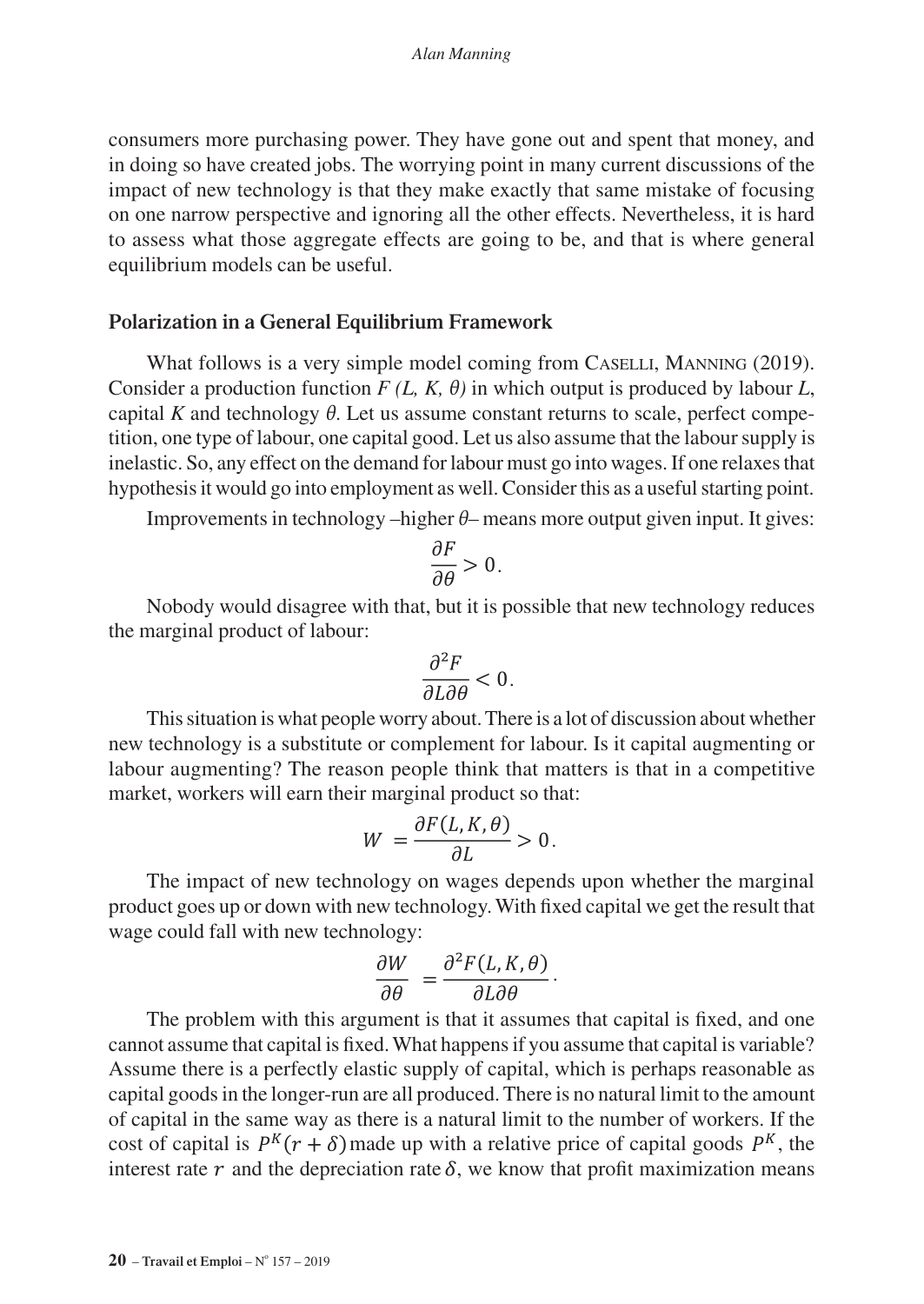consumers more purchasing power. They have gone out and spent that money, and in doing so have created jobs. The worrying point in many current discussions of the impact of new technology is that they make exactly that same mistake of focusing on one narrow perspective and ignoring all the other effects. Nevertheless, it is hard to assess what those aggregate effects are going to be, and that is where general equilibrium models can be useful.

### Polarization in a General Equilibrium Framework

What follows is a very simple model coming from Caselli, Manning (2019). Consider a production function $F(L, K, \theta)$ in which output is produced by labour $L$, capital $K$ and technology $\theta$. Let us assume constant returns to scale, perfect competition, one type of labour, one capital good. Let us also assume that the labour supply is inelastic. So, any effect on the demand for labour must go into wages. If one relaxes that hypothesis it would go into employment as well. Consider this as a useful starting point.

Improvements in technology –higher $\theta$– means more output given input. It gives:

$$\frac{\partial F}{\partial \theta} > 0.$$

Nobody would disagree with that, but it is possible that new technology reduces the marginal product of labour:

$$\frac{\partial^2 F}{\partial L \partial \theta} < 0.$$

This situation is what people worry about. There is a lot of discussion about whether new technology is a substitute or complement for labour. Is it capital augmenting or labour augmenting? The reason people think that matters is that in a competitive market, workers will earn their marginal product so that:

$$W = \frac{\partial F(L, K, \theta)}{\partial L} > 0.$$

The impact of new technology on wages depends upon whether the marginal product goes up or down with new technology. With fixed capital we get the result that wage could fall with new technology:

$$\frac{\partial W}{\partial \theta} = \frac{\partial^2 F(L, K, \theta)}{\partial L \partial \theta}.$$

The problem with this argument is that it assumes that capital is fixed, and one cannot assume that capital is fixed. What happens if you assume that capital is variable? Assume there is a perfectly elastic supply of capital, which is perhaps reasonable as capital goods in the longer-run are all produced. There is no natural limit to the amount of capital in the same way as there is a natural limit to the number of workers. If the cost of capital is $P^K(r + \delta)$ made up with a relative price of capital goods $P^K$, the interest rate $r$ and the depreciation rate $\delta$, we know that profit maximization means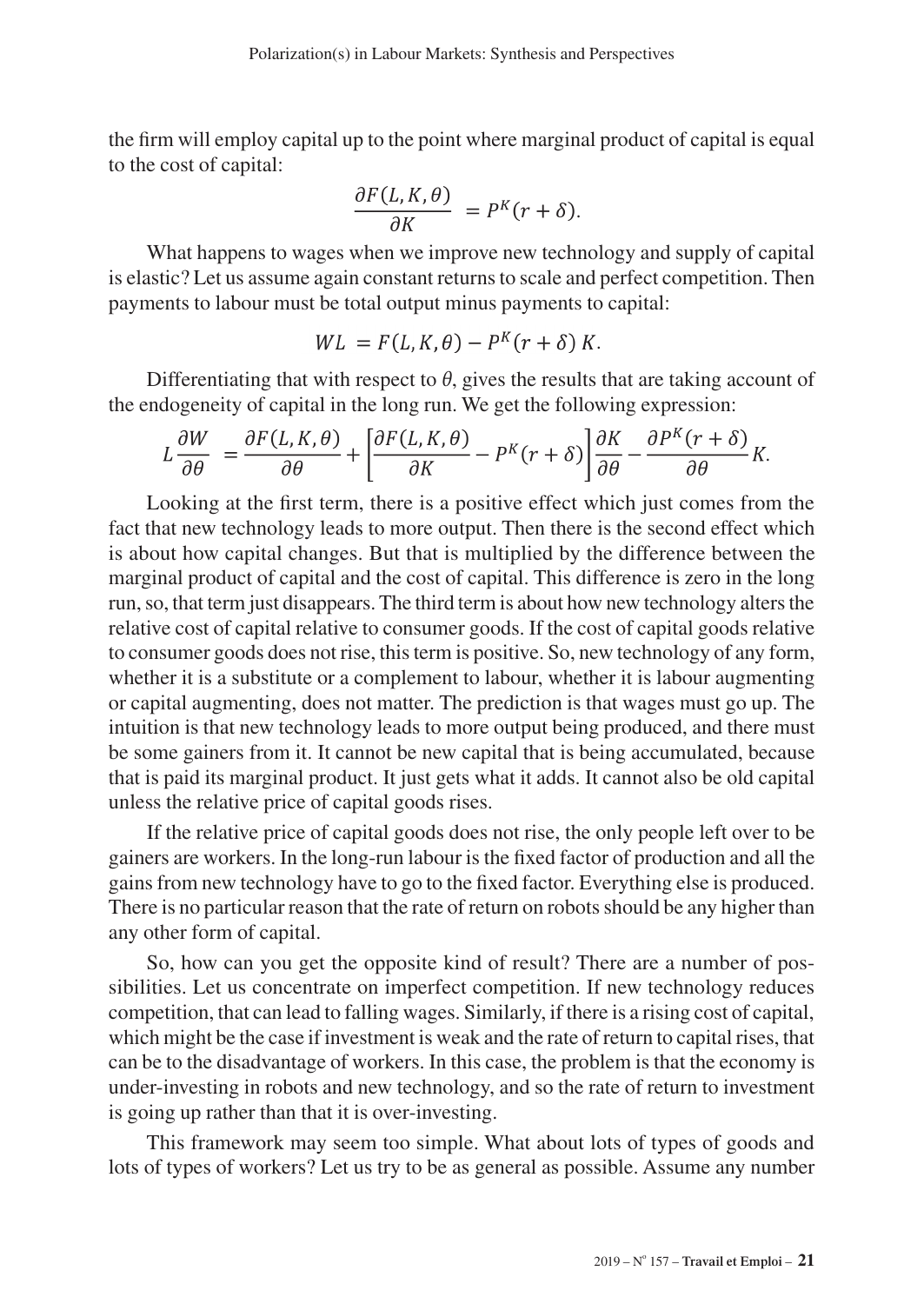the firm will employ capital up to the point where marginal product of capital is equal to the cost of capital:

$$\frac{\partial F(L,K,\theta)}{\partial K} = P^K(r+\delta).$$

What happens to wages when we improve new technology and supply of capital is elastic? Let us assume again constant returns to scale and perfect competition. Then payments to labour must be total output minus payments to capital:

$$WL = F(L,K,\theta) - P^K(r+\delta)\,K.$$

Differentiating that with respect to $\theta$, gives the results that are taking account of the endogeneity of capital in the long run. We get the following expression:

$$L\frac{\partial W}{\partial \theta} = \frac{\partial F(L,K,\theta)}{\partial \theta} + \left[\frac{\partial F(L,K,\theta)}{\partial K} - P^K(r+\delta)\right]\frac{\partial K}{\partial \theta} - \frac{\partial P^K(r+\delta)}{\partial \theta}K.$$

Looking at the first term, there is a positive effect which just comes from the fact that new technology leads to more output. Then there is the second effect which is about how capital changes. But that is multiplied by the difference between the marginal product of capital and the cost of capital. This difference is zero in the long run, so, that term just disappears. The third term is about how new technology alters the relative cost of capital relative to consumer goods. If the cost of capital goods relative to consumer goods does not rise, this term is positive. So, new technology of any form, whether it is a substitute or a complement to labour, whether it is labour augmenting or capital augmenting, does not matter. The prediction is that wages must go up. The intuition is that new technology leads to more output being produced, and there must be some gainers from it. It cannot be new capital that is being accumulated, because that is paid its marginal product. It just gets what it adds. It cannot also be old capital unless the relative price of capital goods rises.

If the relative price of capital goods does not rise, the only people left over to be gainers are workers. In the long-run labour is the fixed factor of production and all the gains from new technology have to go to the fixed factor. Everything else is produced. There is no particular reason that the rate of return on robots should be any higher than any other form of capital.

So, how can you get the opposite kind of result? There are a number of possibilities. Let us concentrate on imperfect competition. If new technology reduces competition, that can lead to falling wages. Similarly, if there is a rising cost of capital, which might be the case if investment is weak and the rate of return to capital rises, that can be to the disadvantage of workers. In this case, the problem is that the economy is under-investing in robots and new technology, and so the rate of return to investment is going up rather than that it is over-investing.

This framework may seem too simple. What about lots of types of goods and lots of types of workers? Let us try to be as general as possible. Assume any number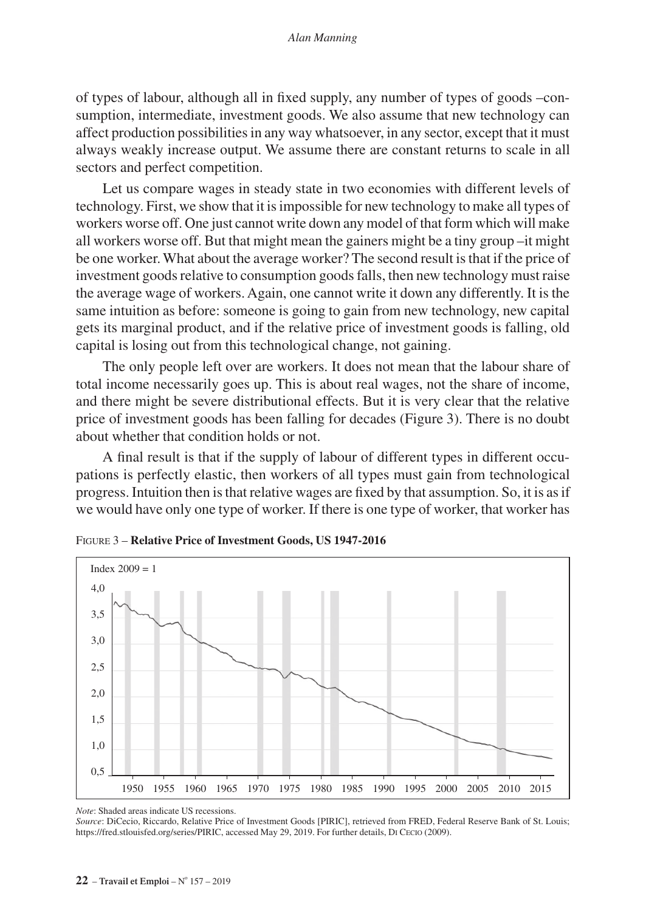of types of labour, although all in fixed supply, any number of types of goods –consumption, intermediate, investment goods. We also assume that new technology can affect production possibilities in any way whatsoever, in any sector, except that it must always weakly increase output. We assume there are constant returns to scale in all sectors and perfect competition.

Let us compare wages in steady state in two economies with different levels of technology. First, we show that it is impossible for new technology to make all types of workers worse off. One just cannot write down any model of that form which will make all workers worse off. But that might mean the gainers might be a tiny group –it might be one worker. What about the average worker? The second result is that if the price of investment goods relative to consumption goods falls, then new technology must raise the average wage of workers. Again, one cannot write it down any differently. It is the same intuition as before: someone is going to gain from new technology, new capital gets its marginal product, and if the relative price of investment goods is falling, old capital is losing out from this technological change, not gaining.

The only people left over are workers. It does not mean that the labour share of total income necessarily goes up. This is about real wages, not the share of income, and there might be severe distributional effects. But it is very clear that the relative price of investment goods has been falling for decades (Figure 3). There is no doubt about whether that condition holds or not.

A final result is that if the supply of labour of different types in different occupations is perfectly elastic, then workers of all types must gain from technological progress. Intuition then is that relative wages are fixed by that assumption. So, it is as if we would have only one type of worker. If there is one type of worker, that worker has

Figure 3 – **Relative Price of Investment Goods, US 1947-2016**

*Note*: Shaded areas indicate US recessions.

*Source*: DiCecio, Riccardo, Relative Price of Investment Goods [PIRIC], retrieved from FRED, Federal Reserve Bank of St. Louis; https://fred.stlouisfed.org/series/PIRIC, accessed May 29, 2019. For further details, Di Cecio (2009).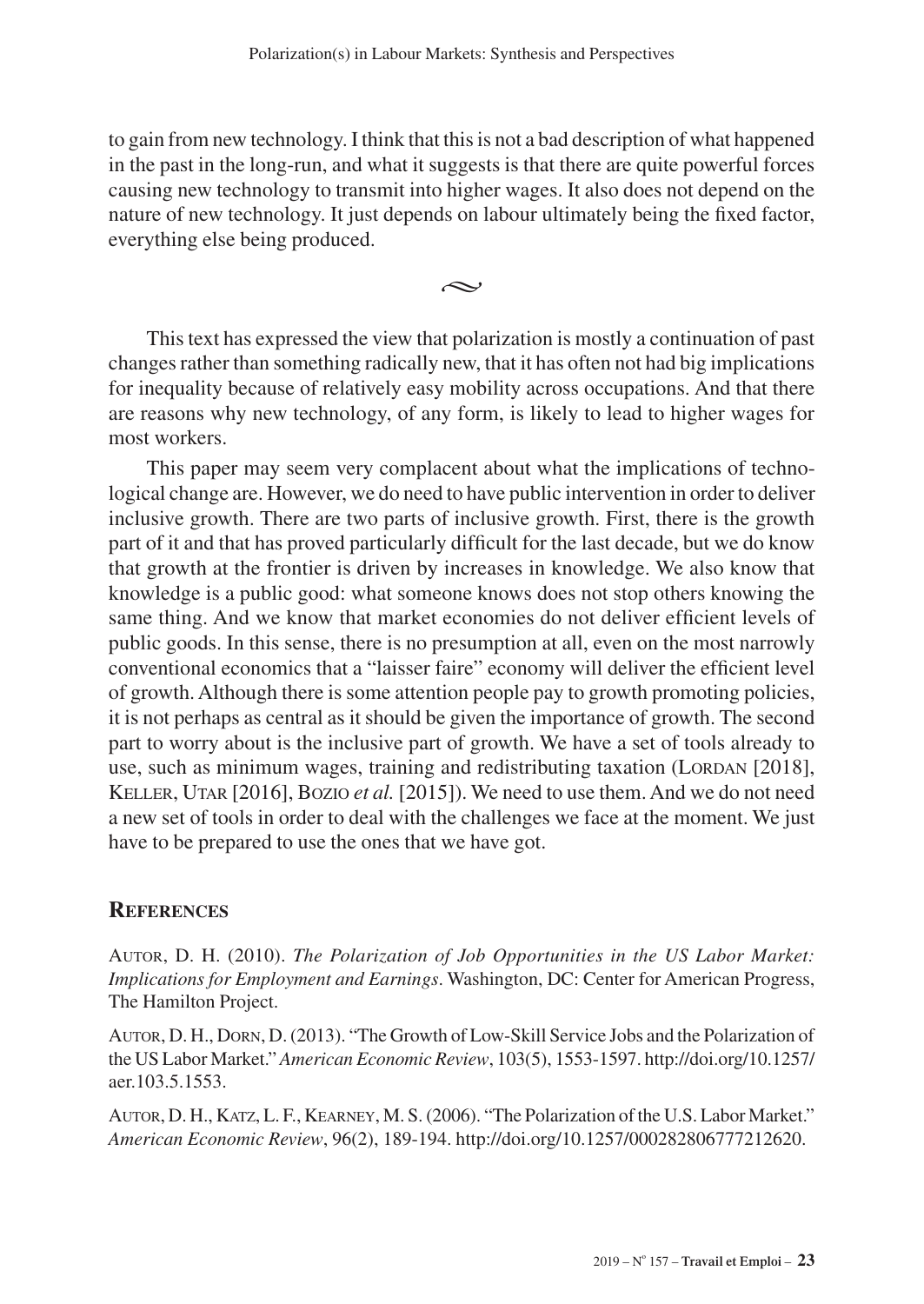to gain from new technology. I think that this is not a bad description of what happened in the past in the long-run, and what it suggests is that there are quite powerful forces causing new technology to transmit into higher wages. It also does not depend on the nature of new technology. It just depends on labour ultimately being the fixed factor, everything else being produced.

~

This text has expressed the view that polarization is mostly a continuation of past changes rather than something radically new, that it has often not had big implications for inequality because of relatively easy mobility across occupations. And that there are reasons why new technology, of any form, is likely to lead to higher wages for most workers.

This paper may seem very complacent about what the implications of technological change are. However, we do need to have public intervention in order to deliver inclusive growth. There are two parts of inclusive growth. First, there is the growth part of it and that has proved particularly difficult for the last decade, but we do know that growth at the frontier is driven by increases in knowledge. We also know that knowledge is a public good: what someone knows does not stop others knowing the same thing. And we know that market economies do not deliver efficient levels of public goods. In this sense, there is no presumption at all, even on the most narrowly conventional economics that a "laisser faire" economy will deliver the efficient level of growth. Although there is some attention people pay to growth promoting policies, it is not perhaps as central as it should be given the importance of growth. The second part to worry about is the inclusive part of growth. We have a set of tools already to use, such as minimum wages, training and redistributing taxation (Lordan [2018], Keller, Utar [2016], Bozio *et al.* [2015]). We need to use them. And we do not need a new set of tools in order to deal with the challenges we face at the moment. We just have to be prepared to use the ones that we have got.

## References

Autor, D. H. (2010). *The Polarization of Job Opportunities in the US Labor Market: Implications for Employment and Earnings*. Washington, DC: Center for American Progress, The Hamilton Project.

Autor, D. H., Dorn, D. (2013). "The Growth of Low-Skill Service Jobs and the Polarization of the US Labor Market." *American Economic Review*, 103(5), 1553-1597. http://doi.org/10.1257/aer.103.5.1553.

Autor, D. H., Katz, L. F., Kearney, M. S. (2006). "The Polarization of the U.S. Labor Market." *American Economic Review*, 96(2), 189-194. http://doi.org/10.1257/000282806777212620.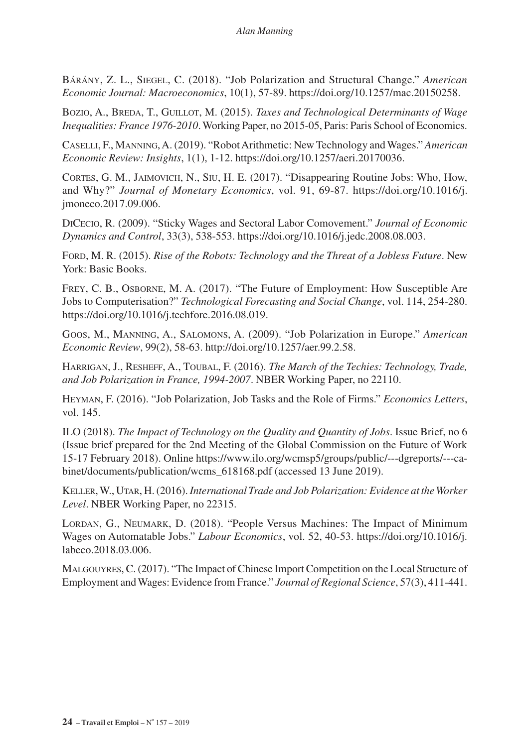Bárány, Z. L., Siegel, C. (2018). "Job Polarization and Structural Change." *American Economic Journal: Macroeconomics*, 10(1), 57-89. https://doi.org/10.1257/mac.20150258.

Bozio, A., Breda, T., Guillot, M. (2015). *Taxes and Technological Determinants of Wage Inequalities: France 1976-2010*. Working Paper, no 2015-05, Paris: Paris School of Economics.

Caselli, F., Manning, A. (2019). "Robot Arithmetic: New Technology and Wages." *American Economic Review: Insights*, 1(1), 1-12. https://doi.org/10.1257/aeri.20170036.

Cortes, G. M., Jaimovich, N., Siu, H. E. (2017). "Disappearing Routine Jobs: Who, How, and Why?" *Journal of Monetary Economics*, vol. 91, 69-87. https://doi.org/10.1016/j.jmoneco.2017.09.006.

DiCecio, R. (2009). "Sticky Wages and Sectoral Labor Comovement." *Journal of Economic Dynamics and Control*, 33(3), 538-553. https://doi.org/10.1016/j.jedc.2008.08.003.

Ford, M. R. (2015). *Rise of the Robots: Technology and the Threat of a Jobless Future*. New York: Basic Books.

Frey, C. B., Osborne, M. A. (2017). "The Future of Employment: How Susceptible Are Jobs to Computerisation?" *Technological Forecasting and Social Change*, vol. 114, 254-280. https://doi.org/10.1016/j.techfore.2016.08.019.

Goos, M., Manning, A., Salomons, A. (2009). "Job Polarization in Europe." *American Economic Review*, 99(2), 58-63. http://doi.org/10.1257/aer.99.2.58.

Harrigan, J., Resheff, A., Toubal, F. (2016). *The March of the Techies: Technology, Trade, and Job Polarization in France, 1994-2007*. NBER Working Paper, no 22110.

Heyman, F. (2016). "Job Polarization, Job Tasks and the Role of Firms." *Economics Letters*, vol. 145.

ILO (2018). *The Impact of Technology on the Quality and Quantity of Jobs*. Issue Brief, no 6 (Issue brief prepared for the 2nd Meeting of the Global Commission on the Future of Work 15-17 February 2018). Online https://www.ilo.org/wcmsp5/groups/public/---dgreports/---cabinet/documents/publication/wcms_618168.pdf (accessed 13 June 2019).

Keller, W., Utar, H. (2016). *International Trade and Job Polarization: Evidence at the Worker Level*. NBER Working Paper, no 22315.

Lordan, G., Neumark, D. (2018). "People Versus Machines: The Impact of Minimum Wages on Automatable Jobs." *Labour Economics*, vol. 52, 40-53. https://doi.org/10.1016/j.labeco.2018.03.006.

Malgouyres, C. (2017). "The Impact of Chinese Import Competition on the Local Structure of Employment and Wages: Evidence from France." *Journal of Regional Science*, 57(3), 411-441.